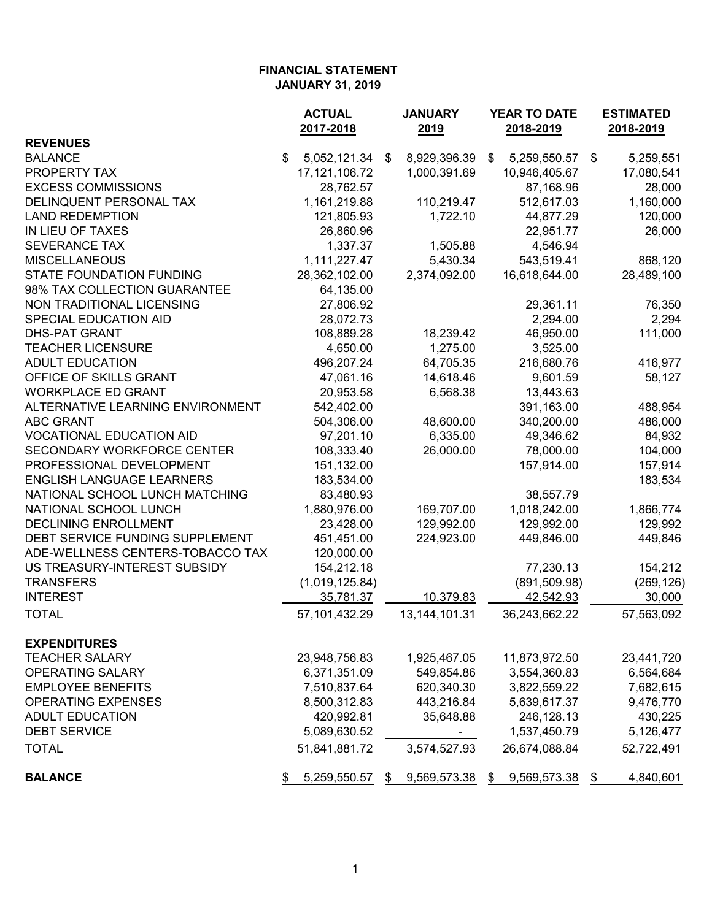**FINANCIAL STATEMENT**
**JANUARY 31, 2019**

| | ACTUAL 2017-2018 | JANUARY 2019 | YEAR TO DATE 2018-2019 | ESTIMATED 2018-2019 |
|---|---|---|---|---|
| **REVENUES** | | | | |
| BALANCE | $ 5,052,121.34 | $ 8,929,396.39 | $ 5,259,550.57 | $ 5,259,551 |
| PROPERTY TAX | 17,121,106.72 | 1,000,391.69 | 10,946,405.67 | 17,080,541 |
| EXCESS COMMISSIONS | 28,762.57 | | 87,168.96 | 28,000 |
| DELINQUENT PERSONAL TAX | 1,161,219.88 | 110,219.47 | 512,617.03 | 1,160,000 |
| LAND REDEMPTION | 121,805.93 | 1,722.10 | 44,877.29 | 120,000 |
| IN LIEU OF TAXES | 26,860.96 | | 22,951.77 | 26,000 |
| SEVERANCE TAX | 1,337.37 | 1,505.88 | 4,546.94 | |
| MISCELLANEOUS | 1,111,227.47 | 5,430.34 | 543,519.41 | 868,120 |
| STATE FOUNDATION FUNDING | 28,362,102.00 | 2,374,092.00 | 16,618,644.00 | 28,489,100 |
| 98% TAX COLLECTION GUARANTEE | 64,135.00 | | | |
| NON TRADITIONAL LICENSING | 27,806.92 | | 29,361.11 | 76,350 |
| SPECIAL EDUCATION AID | 28,072.73 | | 2,294.00 | 2,294 |
| DHS-PAT GRANT | 108,889.28 | 18,239.42 | 46,950.00 | 111,000 |
| TEACHER LICENSURE | 4,650.00 | 1,275.00 | 3,525.00 | |
| ADULT EDUCATION | 496,207.24 | 64,705.35 | 216,680.76 | 416,977 |
| OFFICE OF SKILLS GRANT | 47,061.16 | 14,618.46 | 9,601.59 | 58,127 |
| WORKPLACE ED GRANT | 20,953.58 | 6,568.38 | 13,443.63 | |
| ALTERNATIVE LEARNING ENVIRONMENT | 542,402.00 | | 391,163.00 | 488,954 |
| ABC GRANT | 504,306.00 | 48,600.00 | 340,200.00 | 486,000 |
| VOCATIONAL EDUCATION AID | 97,201.10 | 6,335.00 | 49,346.62 | 84,932 |
| SECONDARY WORKFORCE CENTER | 108,333.40 | 26,000.00 | 78,000.00 | 104,000 |
| PROFESSIONAL DEVELOPMENT | 151,132.00 | | 157,914.00 | 157,914 |
| ENGLISH LANGUAGE LEARNERS | 183,534.00 | | | 183,534 |
| NATIONAL SCHOOL LUNCH MATCHING | 83,480.93 | | 38,557.79 | |
| NATIONAL SCHOOL LUNCH | 1,880,976.00 | 169,707.00 | 1,018,242.00 | 1,866,774 |
| DECLINING ENROLLMENT | 23,428.00 | 129,992.00 | 129,992.00 | 129,992 |
| DEBT SERVICE FUNDING SUPPLEMENT | 451,451.00 | 224,923.00 | 449,846.00 | 449,846 |
| ADE-WELLNESS CENTERS-TOBACCO TAX | 120,000.00 | | | |
| US TREASURY-INTEREST SUBSIDY | 154,212.18 | | 77,230.13 | 154,212 |
| TRANSFERS | (1,019,125.84) | | (891,509.98) | (269,126) |
| INTEREST | 35,781.37 | 10,379.83 | 42,542.93 | 30,000 |
| TOTAL | 57,101,432.29 | 13,144,101.31 | 36,243,662.22 | 57,563,092 |
| **EXPENDITURES** | | | | |
| TEACHER SALARY | 23,948,756.83 | 1,925,467.05 | 11,873,972.50 | 23,441,720 |
| OPERATING SALARY | 6,371,351.09 | 549,854.86 | 3,554,360.83 | 6,564,684 |
| EMPLOYEE BENEFITS | 7,510,837.64 | 620,340.30 | 3,822,559.22 | 7,682,615 |
| OPERATING EXPENSES | 8,500,312.83 | 443,216.84 | 5,639,617.37 | 9,476,770 |
| ADULT EDUCATION | 420,992.81 | 35,648.88 | 246,128.13 | 430,225 |
| DEBT SERVICE | 5,089,630.52 | - | 1,537,450.79 | 5,126,477 |
| TOTAL | 51,841,881.72 | 3,574,527.93 | 26,674,088.84 | 52,722,491 |
| **BALANCE** | $ 5,259,550.57 | $ 9,569,573.38 | $ 9,569,573.38 | $ 4,840,601 |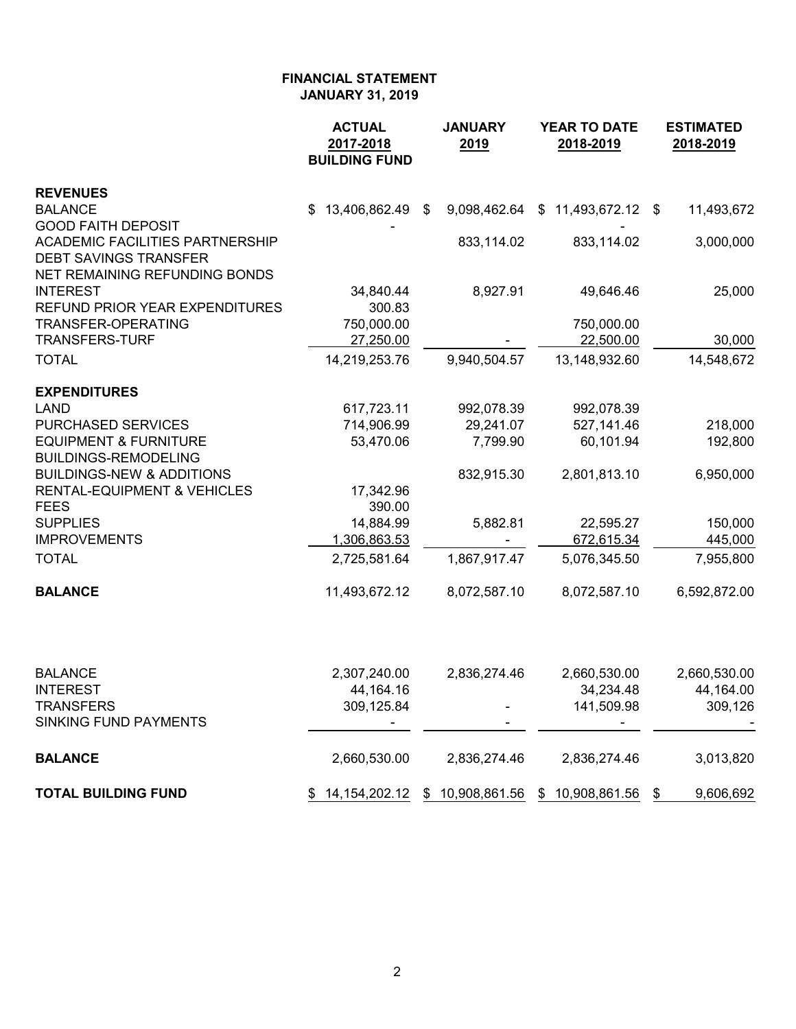**FINANCIAL STATEMENT**
**JANUARY 31, 2019**

| | ACTUAL 2017-2018 BUILDING FUND | JANUARY 2019 | YEAR TO DATE 2018-2019 | ESTIMATED 2018-2019 |
|---|---|---|---|---|
| **REVENUES** | | | | |
| BALANCE | $ 13,406,862.49 | $ 9,098,462.64 | $ 11,493,672.12 | $ 11,493,672 |
| GOOD FAITH DEPOSIT | - | | - | |
| ACADEMIC FACILITIES PARTNERSHIP | | 833,114.02 | 833,114.02 | 3,000,000 |
| DEBT SAVINGS TRANSFER | | | | |
| NET REMAINING REFUNDING BONDS | | | | |
| INTEREST | 34,840.44 | 8,927.91 | 49,646.46 | 25,000 |
| REFUND PRIOR YEAR EXPENDITURES | 300.83 | | | |
| TRANSFER-OPERATING | 750,000.00 | | 750,000.00 | |
| TRANSFERS-TURF | 27,250.00 | - | 22,500.00 | 30,000 |
| TOTAL | 14,219,253.76 | 9,940,504.57 | 13,148,932.60 | 14,548,672 |
| **EXPENDITURES** | | | | |
| LAND | 617,723.11 | 992,078.39 | 992,078.39 | |
| PURCHASED SERVICES | 714,906.99 | 29,241.07 | 527,141.46 | 218,000 |
| EQUIPMENT & FURNITURE | 53,470.06 | 7,799.90 | 60,101.94 | 192,800 |
| BUILDINGS-REMODELING | | | | |
| BUILDINGS-NEW & ADDITIONS | | 832,915.30 | 2,801,813.10 | 6,950,000 |
| RENTAL-EQUIPMENT & VEHICLES | 17,342.96 | | | |
| FEES | 390.00 | | | |
| SUPPLIES | 14,884.99 | 5,882.81 | 22,595.27 | 150,000 |
| IMPROVEMENTS | 1,306,863.53 | - | 672,615.34 | 445,000 |
| TOTAL | 2,725,581.64 | 1,867,917.47 | 5,076,345.50 | 7,955,800 |
| **BALANCE** | 11,493,672.12 | 8,072,587.10 | 8,072,587.10 | 6,592,872.00 |
| | | | | |
| BALANCE | 2,307,240.00 | 2,836,274.46 | 2,660,530.00 | 2,660,530.00 |
| INTEREST | 44,164.16 | | 34,234.48 | 44,164.00 |
| TRANSFERS | 309,125.84 | - | 141,509.98 | 309,126 |
| SINKING FUND PAYMENTS | - | - | - | - |
| **BALANCE** | 2,660,530.00 | 2,836,274.46 | 2,836,274.46 | 3,013,820 |
| **TOTAL BUILDING FUND** | $ 14,154,202.12 | $ 10,908,861.56 | $ 10,908,861.56 | $ 9,606,692 |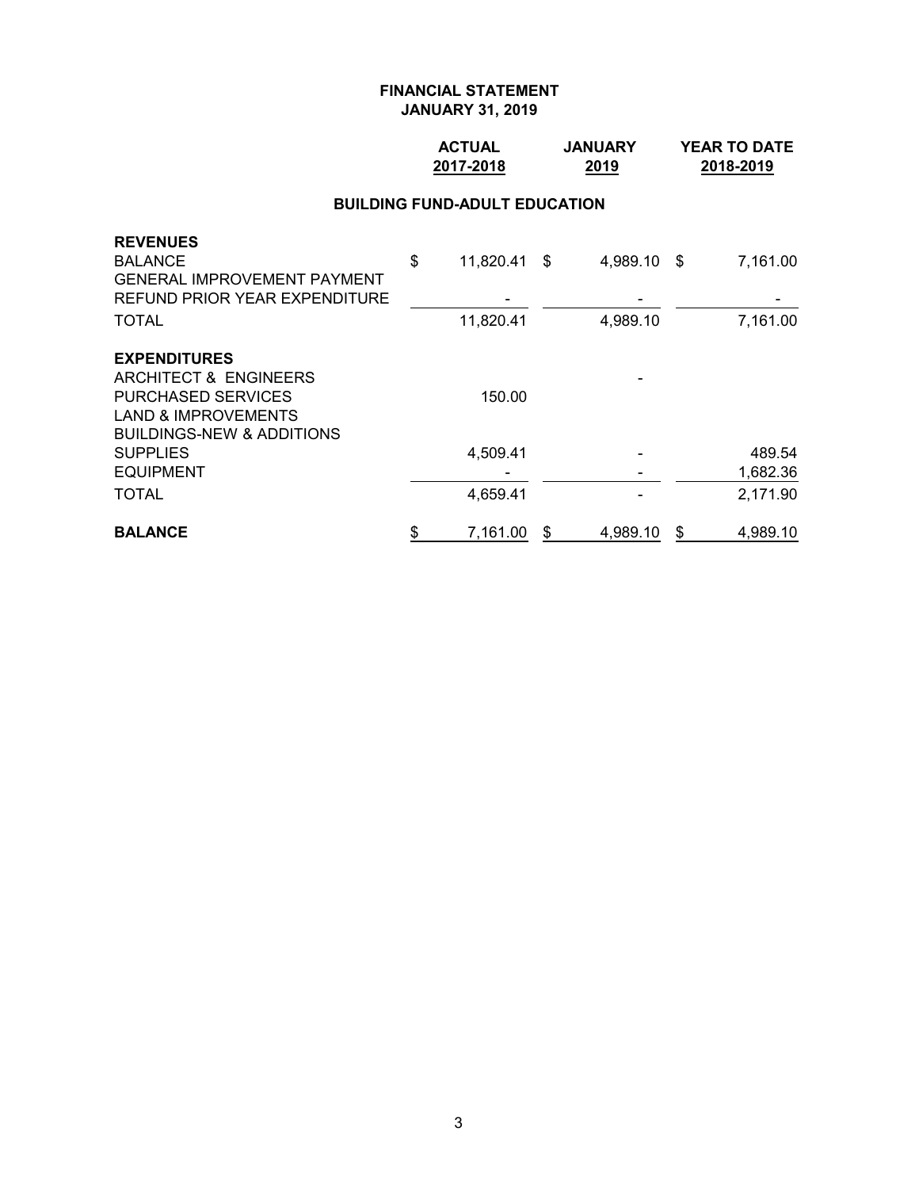# FINANCIAL STATEMENT
## JANUARY 31, 2019

| | ACTUAL 2017-2018 | JANUARY 2019 | YEAR TO DATE 2018-2019 |
|---|---|---|---|
| **BUILDING FUND-ADULT EDUCATION** | | | |
| **REVENUES** | | | |
| BALANCE | $ 11,820.41 | $ 4,989.10 | $ 7,161.00 |
| GENERAL IMPROVEMENT PAYMENT | | | |
| REFUND PRIOR YEAR EXPENDITURE | - | - | - |
| TOTAL | 11,820.41 | 4,989.10 | 7,161.00 |
| **EXPENDITURES** | | | |
| ARCHITECT & ENGINEERS | | - | |
| PURCHASED SERVICES | 150.00 | | |
| LAND & IMPROVEMENTS | | | |
| BUILDINGS-NEW & ADDITIONS | | | |
| SUPPLIES | 4,509.41 | - | 489.54 |
| EQUIPMENT | - | - | 1,682.36 |
| TOTAL | 4,659.41 | - | 2,171.90 |
| **BALANCE** | $ 7,161.00 | $ 4,989.10 | $ 4,989.10 |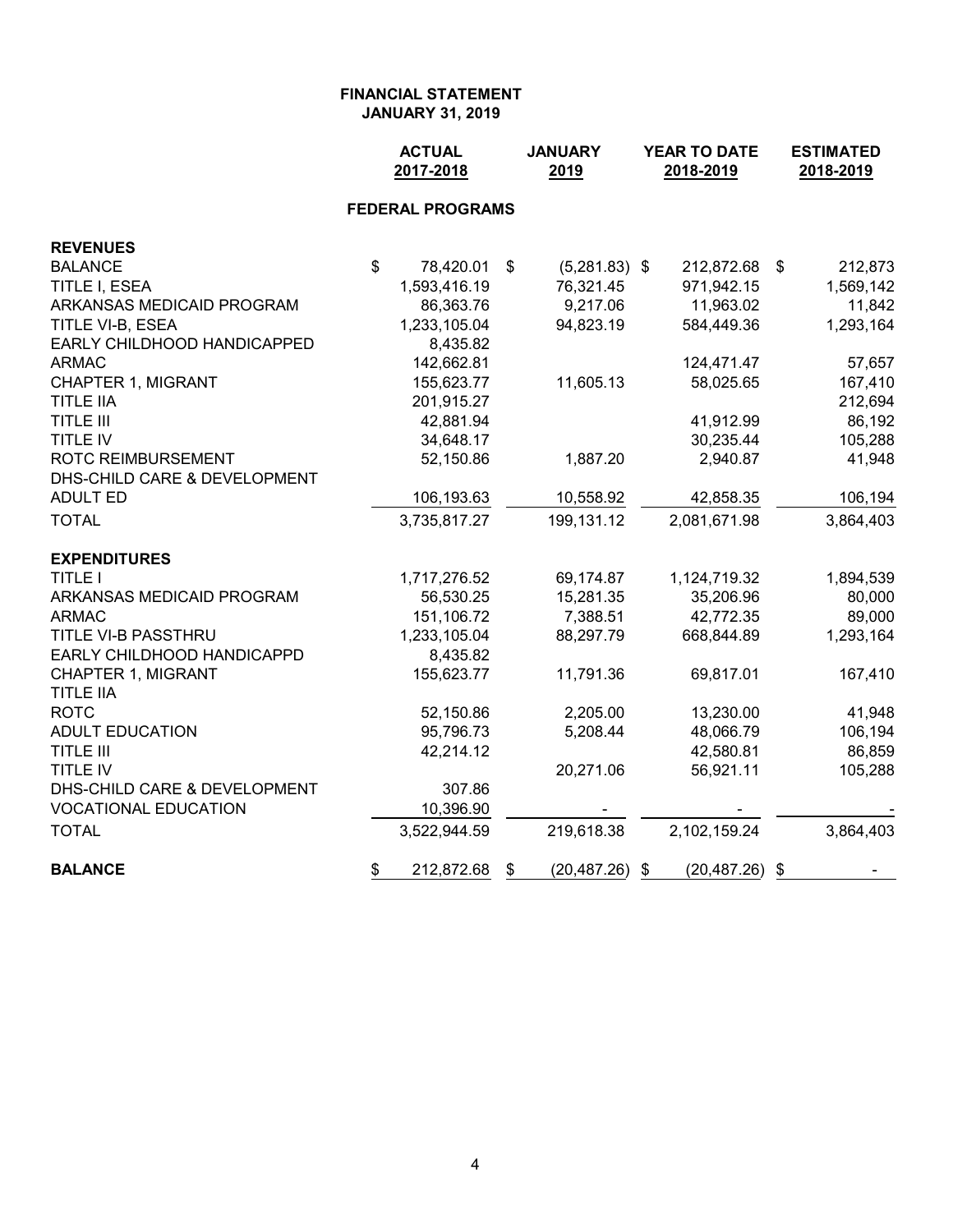**FINANCIAL STATEMENT**
**JANUARY 31, 2019**

| | ACTUAL 2017-2018 | JANUARY 2019 | YEAR TO DATE 2018-2019 | ESTIMATED 2018-2019 |
|---|---|---|---|---|
| **FEDERAL PROGRAMS** | | | | |
| **REVENUES** | | | | |
| BALANCE | $ 78,420.01 | $ (5,281.83) | $ 212,872.68 | $ 212,873 |
| TITLE I, ESEA | 1,593,416.19 | 76,321.45 | 971,942.15 | 1,569,142 |
| ARKANSAS MEDICAID PROGRAM | 86,363.76 | 9,217.06 | 11,963.02 | 11,842 |
| TITLE VI-B, ESEA | 1,233,105.04 | 94,823.19 | 584,449.36 | 1,293,164 |
| EARLY CHILDHOOD HANDICAPPED | 8,435.82 | | | |
| ARMAC | 142,662.81 | | 124,471.47 | 57,657 |
| CHAPTER 1, MIGRANT | 155,623.77 | 11,605.13 | 58,025.65 | 167,410 |
| TITLE IIA | 201,915.27 | | | 212,694 |
| TITLE III | 42,881.94 | | 41,912.99 | 86,192 |
| TITLE IV | 34,648.17 | | 30,235.44 | 105,288 |
| ROTC REIMBURSEMENT | 52,150.86 | 1,887.20 | 2,940.87 | 41,948 |
| DHS-CHILD CARE & DEVELOPMENT | | | | |
| ADULT ED | 106,193.63 | 10,558.92 | 42,858.35 | 106,194 |
| TOTAL | 3,735,817.27 | 199,131.12 | 2,081,671.98 | 3,864,403 |
| **EXPENDITURES** | | | | |
| TITLE I | 1,717,276.52 | 69,174.87 | 1,124,719.32 | 1,894,539 |
| ARKANSAS MEDICAID PROGRAM | 56,530.25 | 15,281.35 | 35,206.96 | 80,000 |
| ARMAC | 151,106.72 | 7,388.51 | 42,772.35 | 89,000 |
| TITLE VI-B PASSTHRU | 1,233,105.04 | 88,297.79 | 668,844.89 | 1,293,164 |
| EARLY CHILDHOOD HANDICAPPD | 8,435.82 | | | |
| CHAPTER 1, MIGRANT | 155,623.77 | 11,791.36 | 69,817.01 | 167,410 |
| TITLE IIA | | | | |
| ROTC | 52,150.86 | 2,205.00 | 13,230.00 | 41,948 |
| ADULT EDUCATION | 95,796.73 | 5,208.44 | 48,066.79 | 106,194 |
| TITLE III | 42,214.12 | | 42,580.81 | 86,859 |
| TITLE IV | | 20,271.06 | 56,921.11 | 105,288 |
| DHS-CHILD CARE & DEVELOPMENT | 307.86 | | | |
| VOCATIONAL EDUCATION | 10,396.90 | - | - | - |
| TOTAL | 3,522,944.59 | 219,618.38 | 2,102,159.24 | 3,864,403 |
| **BALANCE** | $ 212,872.68 | $ (20,487.26) | $ (20,487.26) | $ - |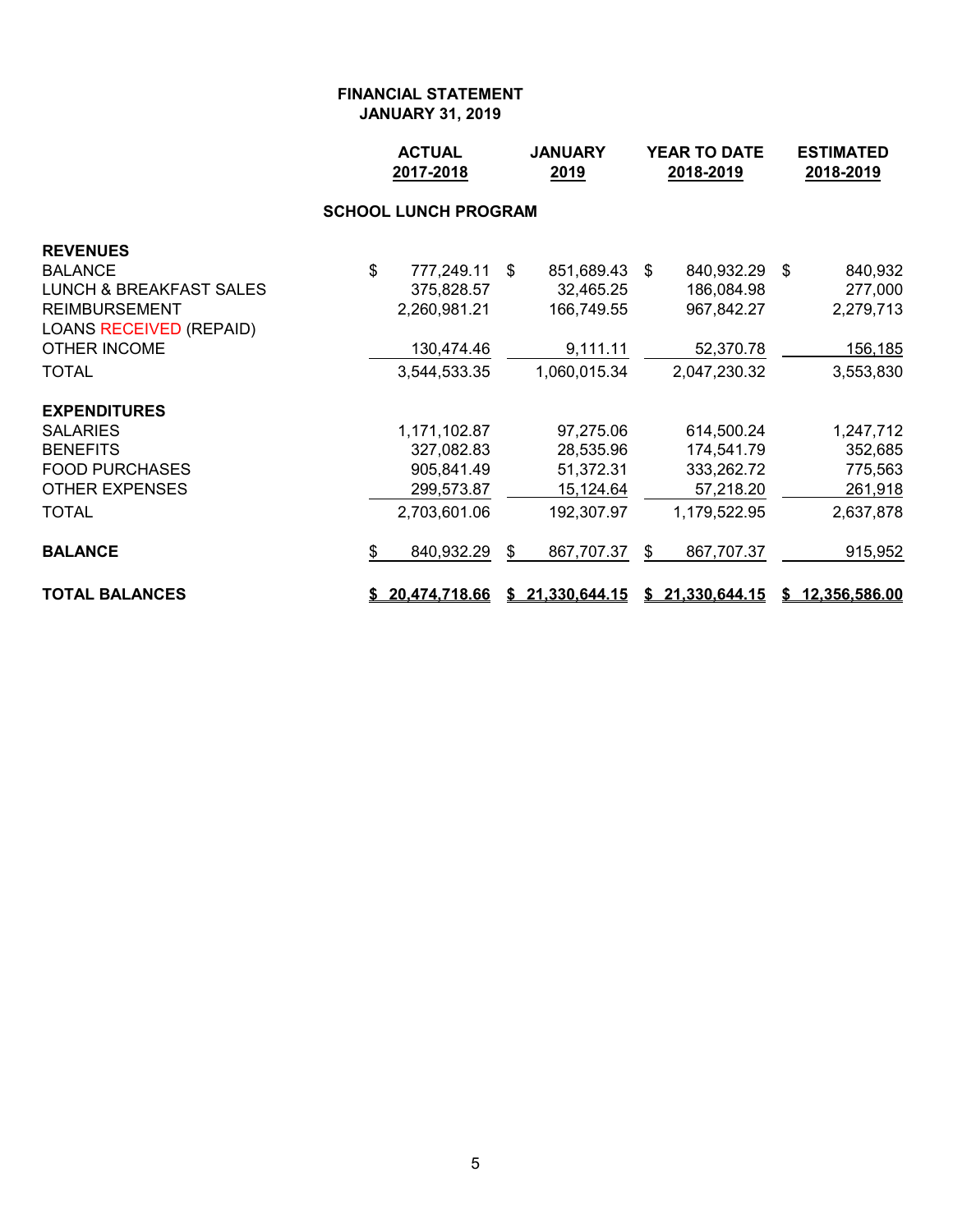**FINANCIAL STATEMENT**
**JANUARY 31, 2019**

| | ACTUAL 2017-2018 | JANUARY 2019 | YEAR TO DATE 2018-2019 | ESTIMATED 2018-2019 |
|---|---|---|---|---|
| **SCHOOL LUNCH PROGRAM** | | | | |
| **REVENUES** | | | | |
| BALANCE | $ 777,249.11 | $ 851,689.43 | $ 840,932.29 | $ 840,932 |
| LUNCH & BREAKFAST SALES | 375,828.57 | 32,465.25 | 186,084.98 | 277,000 |
| REIMBURSEMENT | 2,260,981.21 | 166,749.55 | 967,842.27 | 2,279,713 |
| LOANS RECEIVED (REPAID) | | | | |
| OTHER INCOME | 130,474.46 | 9,111.11 | 52,370.78 | 156,185 |
| TOTAL | 3,544,533.35 | 1,060,015.34 | 2,047,230.32 | 3,553,830 |
| **EXPENDITURES** | | | | |
| SALARIES | 1,171,102.87 | 97,275.06 | 614,500.24 | 1,247,712 |
| BENEFITS | 327,082.83 | 28,535.96 | 174,541.79 | 352,685 |
| FOOD PURCHASES | 905,841.49 | 51,372.31 | 333,262.72 | 775,563 |
| OTHER EXPENSES | 299,573.87 | 15,124.64 | 57,218.20 | 261,918 |
| TOTAL | 2,703,601.06 | 192,307.97 | 1,179,522.95 | 2,637,878 |
| **BALANCE** | $ 840,932.29 | $ 867,707.37 | $ 867,707.37 | 915,952 |
| **TOTAL BALANCES** | **$ 20,474,718.66** | **$ 21,330,644.15** | **$ 21,330,644.15** | **$ 12,356,586.00** |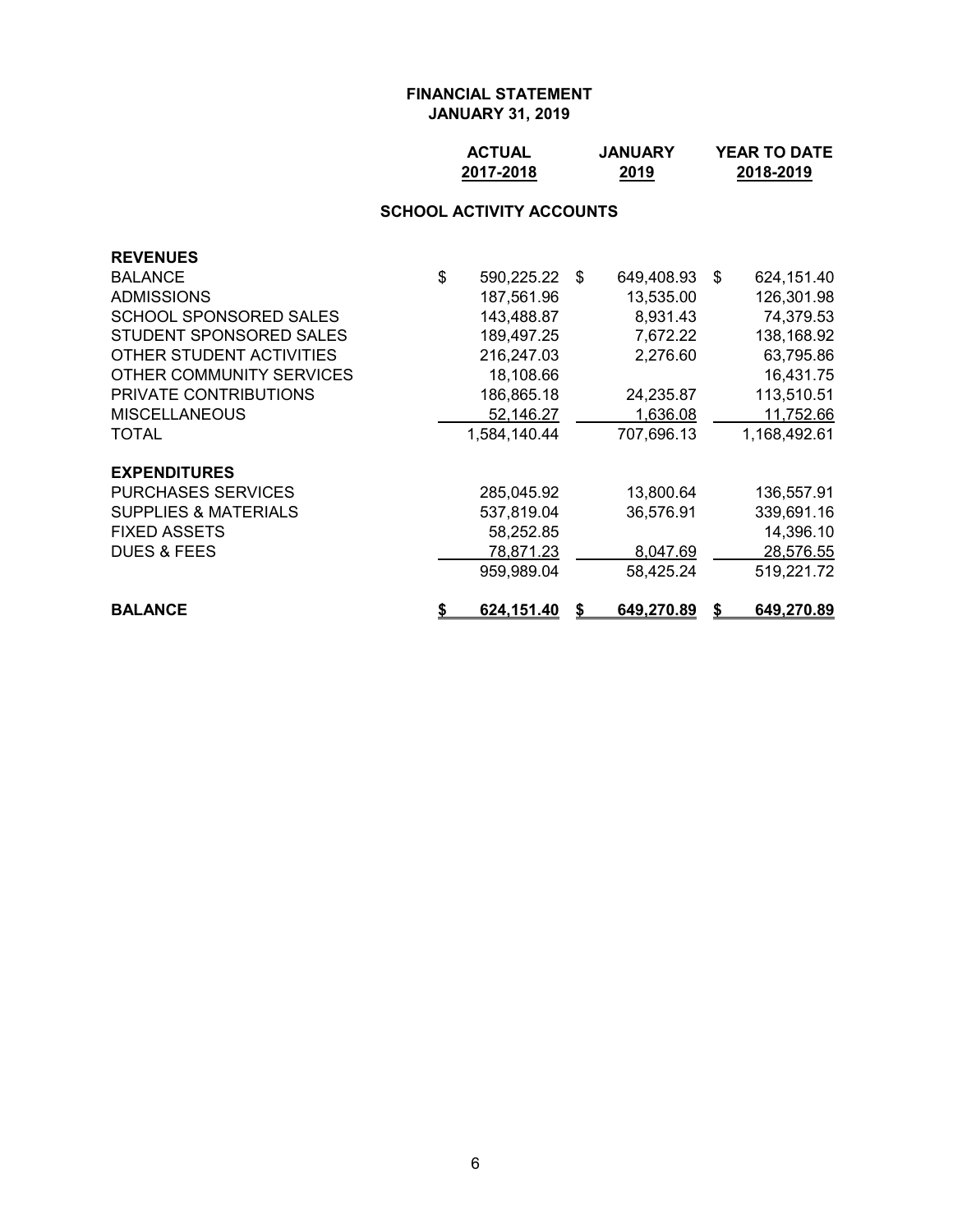**FINANCIAL STATEMENT**
**JANUARY 31, 2019**

**SCHOOL ACTIVITY ACCOUNTS**

| | ACTUAL 2017-2018 | JANUARY 2019 | YEAR TO DATE 2018-2019 |
|---|---|---|---|
| **REVENUES** | | | |
| BALANCE | $ 590,225.22 | $ 649,408.93 | $ 624,151.40 |
| ADMISSIONS | 187,561.96 | 13,535.00 | 126,301.98 |
| SCHOOL SPONSORED SALES | 143,488.87 | 8,931.43 | 74,379.53 |
| STUDENT SPONSORED SALES | 189,497.25 | 7,672.22 | 138,168.92 |
| OTHER STUDENT ACTIVITIES | 216,247.03 | 2,276.60 | 63,795.86 |
| OTHER COMMUNITY SERVICES | 18,108.66 | | 16,431.75 |
| PRIVATE CONTRIBUTIONS | 186,865.18 | 24,235.87 | 113,510.51 |
| MISCELLANEOUS | 52,146.27 | 1,636.08 | 11,752.66 |
| TOTAL | 1,584,140.44 | 707,696.13 | 1,168,492.61 |
| **EXPENDITURES** | | | |
| PURCHASES SERVICES | 285,045.92 | 13,800.64 | 136,557.91 |
| SUPPLIES & MATERIALS | 537,819.04 | 36,576.91 | 339,691.16 |
| FIXED ASSETS | 58,252.85 | | 14,396.10 |
| DUES & FEES | 78,871.23 | 8,047.69 | 28,576.55 |
| | 959,989.04 | 58,425.24 | 519,221.72 |
| **BALANCE** | **$ 624,151.40** | **$ 649,270.89** | **$ 649,270.89** |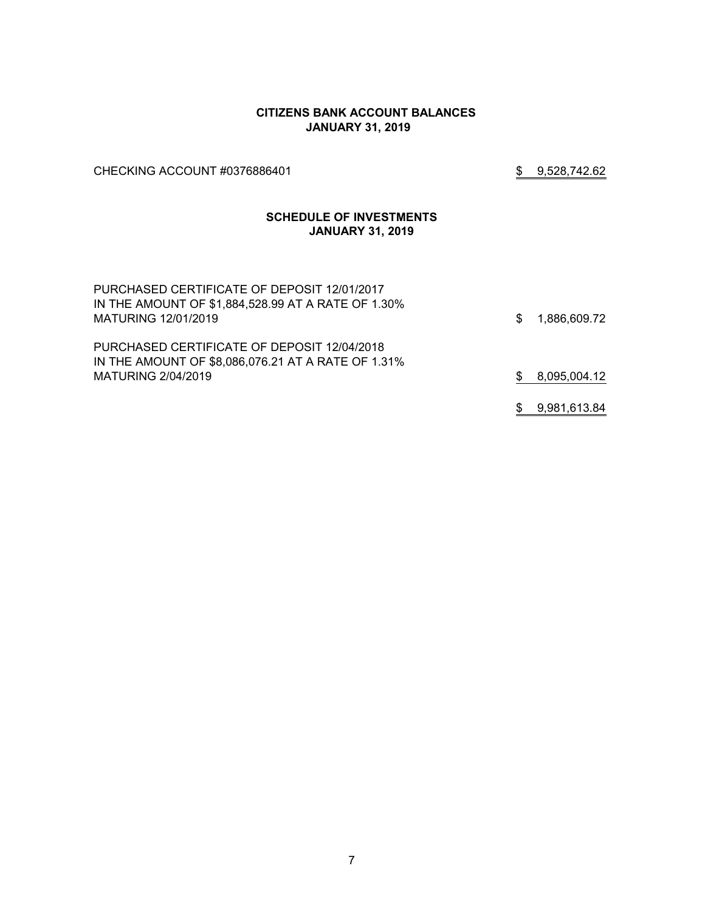## CITIZENS BANK ACCOUNT BALANCES
## JANUARY 31, 2019

| | |
|---|---|
| CHECKING ACCOUNT #0376886401 | $ 9,528,742.62 |

## SCHEDULE OF INVESTMENTS
## JANUARY 31, 2019

| | |
|---|---|
| PURCHASED CERTIFICATE OF DEPOSIT 12/01/2017 IN THE AMOUNT OF $1,884,528.99 AT A RATE OF 1.30% MATURING 12/01/2019 | $ 1,886,609.72 |
| PURCHASED CERTIFICATE OF DEPOSIT 12/04/2018 IN THE AMOUNT OF $8,086,076.21 AT A RATE OF 1.31% MATURING 2/04/2019 | $ 8,095,004.12 |
| | $ 9,981,613.84 |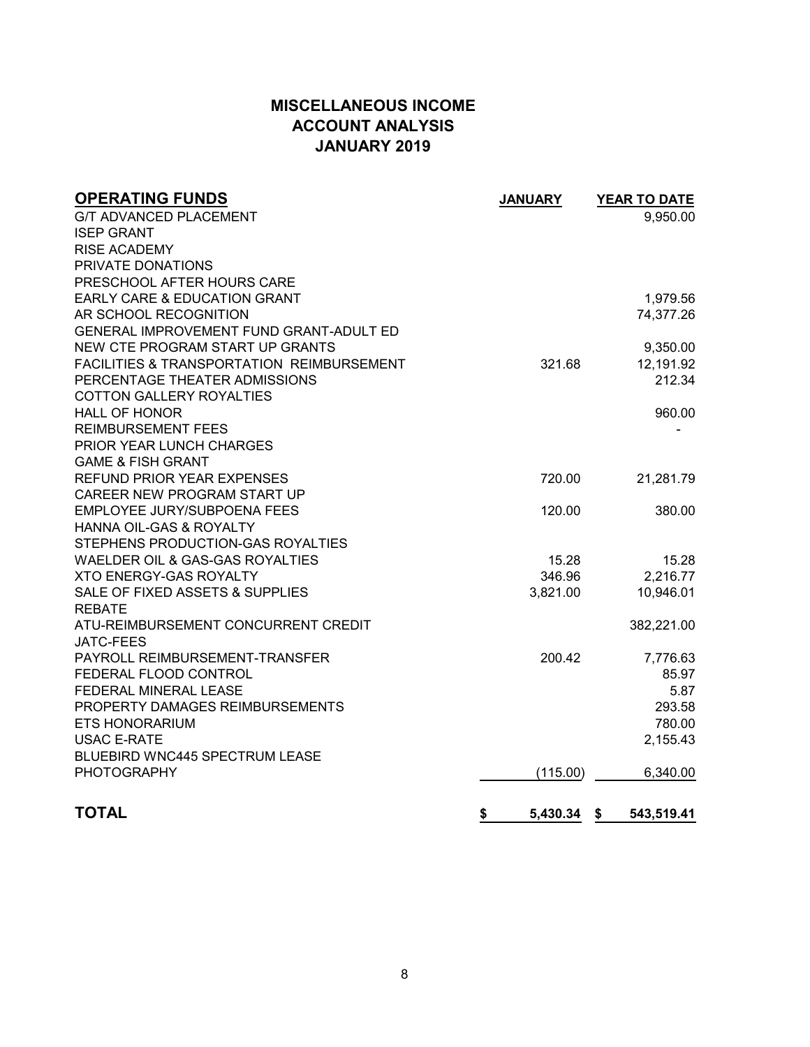# MISCELLANEOUS INCOME
# ACCOUNT ANALYSIS
# JANUARY 2019

| OPERATING FUNDS | JANUARY | YEAR TO DATE |
|---|---|---|
| G/T ADVANCED PLACEMENT | | 9,950.00 |
| ISEP GRANT | | |
| RISE ACADEMY | | |
| PRIVATE DONATIONS | | |
| PRESCHOOL AFTER HOURS CARE | | |
| EARLY CARE & EDUCATION GRANT | | 1,979.56 |
| AR SCHOOL RECOGNITION | | 74,377.26 |
| GENERAL IMPROVEMENT FUND GRANT-ADULT ED | | |
| NEW CTE PROGRAM START UP GRANTS | | 9,350.00 |
| FACILITIES & TRANSPORTATION REIMBURSEMENT | 321.68 | 12,191.92 |
| PERCENTAGE THEATER ADMISSIONS | | 212.34 |
| COTTON GALLERY ROYALTIES | | |
| HALL OF HONOR | | 960.00 |
| REIMBURSEMENT FEES | | - |
| PRIOR YEAR LUNCH CHARGES | | |
| GAME & FISH GRANT | | |
| REFUND PRIOR YEAR EXPENSES | 720.00 | 21,281.79 |
| CAREER NEW PROGRAM START UP | | |
| EMPLOYEE JURY/SUBPOENA FEES | 120.00 | 380.00 |
| HANNA OIL-GAS & ROYALTY | | |
| STEPHENS PRODUCTION-GAS ROYALTIES | | |
| WAELDER OIL & GAS-GAS ROYALTIES | 15.28 | 15.28 |
| XTO ENERGY-GAS ROYALTY | 346.96 | 2,216.77 |
| SALE OF FIXED ASSETS & SUPPLIES | 3,821.00 | 10,946.01 |
| REBATE | | |
| ATU-REIMBURSEMENT CONCURRENT CREDIT | | 382,221.00 |
| JATC-FEES | | |
| PAYROLL REIMBURSEMENT-TRANSFER | 200.42 | 7,776.63 |
| FEDERAL FLOOD CONTROL | | 85.97 |
| FEDERAL MINERAL LEASE | | 5.87 |
| PROPERTY DAMAGES REIMBURSEMENTS | | 293.58 |
| ETS HONORARIUM | | 780.00 |
| USAC E-RATE | | 2,155.43 |
| BLUEBIRD WNC445 SPECTRUM LEASE | | |
| PHOTOGRAPHY | (115.00) | 6,340.00 |
| **TOTAL** | **$ 5,430.34** | **$ 543,519.41** |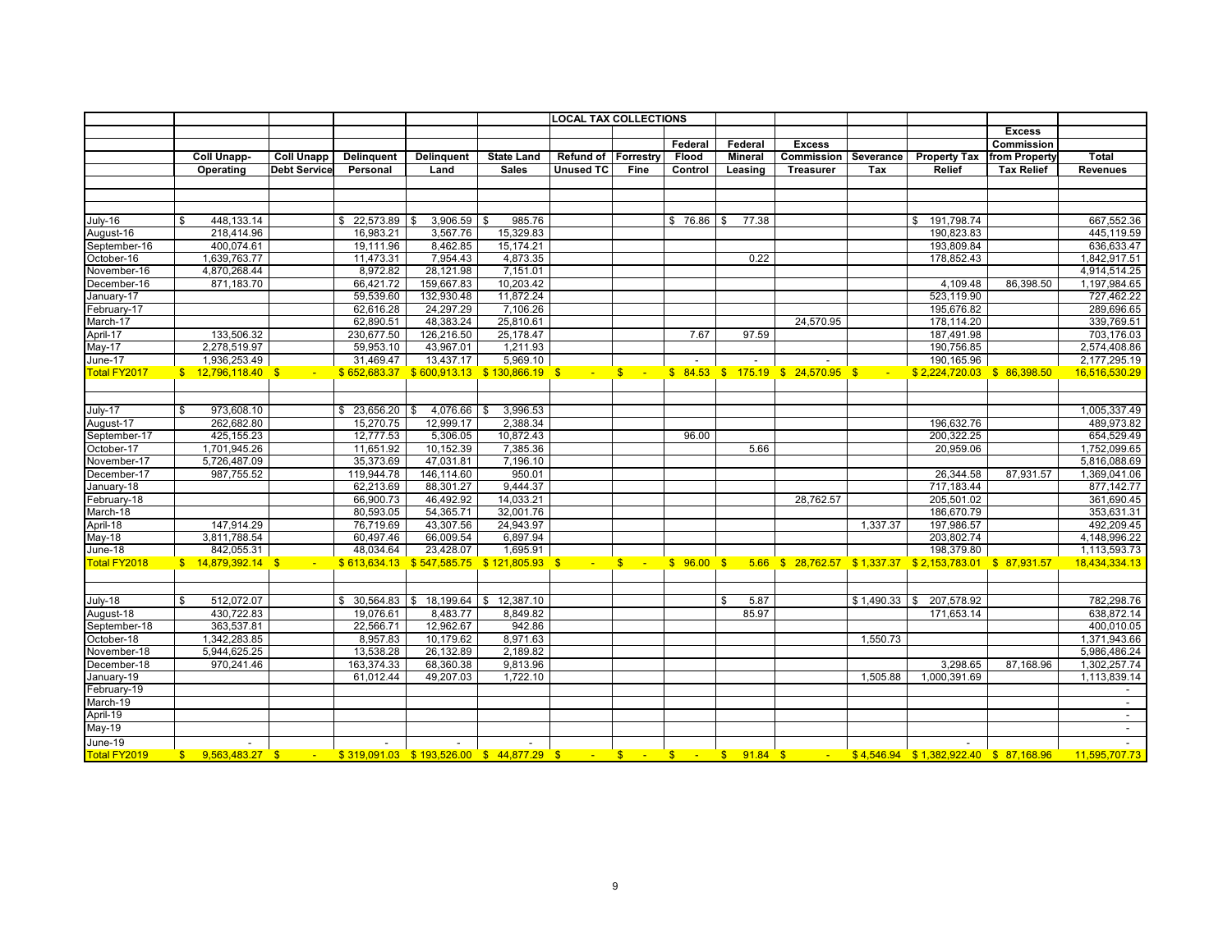| | | | | | | LOCAL TAX COLLECTIONS | | | | | | | | |
|---|---|---|---|---|---|---|---|---|---|---|---|---|---|---|
| | | | | | | | | | | | | | Excess | |
| | | | | | | | | Federal | Federal | Excess | | | Commission | |
| | Coll Unapp- Operating | Coll Unapp Debt Service | Delinquent Personal | Delinquent Land | State Land Sales | Refund of Unused TC | Forrestry Fine | Flood Control | Mineral Leasing | Commission Treasurer | Severance Tax | Property Tax Relief | from Property Tax Relief | Total Revenues |
| July-16 | $ 448,133.14 | | $ 22,573.89 | $ 3,906.59 | $ 985.76 | | | $ 76.86 | $ 77.38 | | | $ 191,798.74 | | 667,552.36 |
| August-16 | 218,414.96 | | 16,983.21 | 3,567.76 | 15,329.83 | | | | | | | 190,823.83 | | 445,119.59 |
| September-16 | 400,074.61 | | 19,111.96 | 8,462.85 | 15,174.21 | | | | | | | 193,809.84 | | 636,633.47 |
| October-16 | 1,639,763.77 | | 11,473.31 | 7,954.43 | 4,873.35 | | | | 0.22 | | | 178,852.43 | | 1,842,917.51 |
| November-16 | 4,870,268.44 | | 8,972.82 | 28,121.98 | 7,151.01 | | | | | | | | | 4,914,514.25 |
| December-16 | 871,183.70 | | 66,421.72 | 159,667.83 | 10,203.42 | | | | | | | 4,109.48 | 86,398.50 | 1,197,984.65 |
| January-17 | | | 59,539.60 | 132,930.48 | 11,872.24 | | | | | | | 523,119.90 | | 727,462.22 |
| February-17 | | | 62,616.28 | 24,297.29 | 7,106.26 | | | | | | | 195,676.82 | | 289,696.65 |
| March-17 | | | 62,890.51 | 48,383.24 | 25,810.61 | | | | | 24,570.95 | | 178,114.20 | | 339,769.51 |
| April-17 | 133,506.32 | | 230,677.50 | 126,216.50 | 25,178.47 | | | 7.67 | 97.59 | | | 187,491.98 | | 703,176.03 |
| May-17 | 2,278,519.97 | | 59,953.10 | 43,967.01 | 1,211.93 | | | | | | | 190,756.85 | | 2,574,408.86 |
| June-17 | 1,936,253.49 | | 31,469.47 | 13,437.17 | 5,969.10 | | | - | - | - | | 190,165.96 | | 2,177,295.19 |
| Total FY2017 | $ 12,796,118.40 | $ - | $ 652,683.37 | $ 600,913.13 | $ 130,866.19 | $ - | $ - | $ 84.53 | $ 175.19 | $ 24,570.95 | $ - | $ 2,224,720.03 | $ 86,398.50 | 16,516,530.29 |
| | | | | | | | | | | | | | | |
| July-17 | $ 973,608.10 | | $ 23,656.20 | $ 4,076.66 | $ 3,996.53 | | | | | | | | | 1,005,337.49 |
| August-17 | 262,682.80 | | 15,270.75 | 12,999.17 | 2,388.34 | | | | | | | 196,632.76 | | 489,973.82 |
| September-17 | 425,155.23 | | 12,777.53 | 5,306.05 | 10,872.43 | | | 96.00 | | | | 200,322.25 | | 654,529.49 |
| October-17 | 1,701,945.26 | | 11,651.92 | 10,152.39 | 7,385.36 | | | | 5.66 | | | 20,959.06 | | 1,752,099.65 |
| November-17 | 5,726,487.09 | | 35,373.69 | 47,031.81 | 7,196.10 | | | | | | | | | 5,816,088.69 |
| December-17 | 987,755.52 | | 119,944.78 | 146,114.60 | 950.01 | | | | | | | 26,344.58 | 87,931.57 | 1,369,041.06 |
| January-18 | | | 62,213.69 | 88,301.27 | 9,444.37 | | | | | | | 717,183.44 | | 877,142.77 |
| February-18 | | | 66,900.73 | 46,492.92 | 14,033.21 | | | | | 28,762.57 | | 205,501.02 | | 361,690.45 |
| March-18 | | | 80,593.05 | 54,365.71 | 32,001.76 | | | | | | | 186,670.79 | | 353,631.31 |
| April-18 | 147,914.29 | | 76,719.69 | 43,307.56 | 24,943.97 | | | | | | 1,337.37 | 197,986.57 | | 492,209.45 |
| May-18 | 3,811,788.54 | | 60,497.46 | 66,009.54 | 6,897.94 | | | | | | | 203,802.74 | | 4,148,996.22 |
| June-18 | 842,055.31 | | 48,034.64 | 23,428.07 | 1,695.91 | | | | | | | 198,379.80 | | 1,113,593.73 |
| Total FY2018 | $ 14,879,392.14 | $ - | $ 613,634.13 | $ 547,585.75 | $ 121,805.93 | $ - | $ - | $ 96.00 | $ 5.66 | $ 28,762.57 | $ 1,337.37 | $ 2,153,783.01 | $ 87,931.57 | 18,434,334.13 |
| | | | | | | | | | | | | | | |
| July-18 | $ 512,072.07 | | $ 30,564.83 | $ 18,199.64 | $ 12,387.10 | | | | $ 5.87 | | $ 1,490.33 | $ 207,578.92 | | 782,298.76 |
| August-18 | 430,722.83 | | 19,076.61 | 8,483.77 | 8,849.82 | | | | 85.97 | | | 171,653.14 | | 638,872.14 |
| September-18 | 363,537.81 | | 22,566.71 | 12,962.67 | 942.86 | | | | | | | | | 400,010.05 |
| October-18 | 1,342,283.85 | | 8,957.83 | 10,179.62 | 8,971.63 | | | | | | 1,550.73 | | | 1,371,943.66 |
| November-18 | 5,944,625.25 | | 13,538.28 | 26,132.89 | 2,189.82 | | | | | | | | | 5,986,486.24 |
| December-18 | 970,241.46 | | 163,374.33 | 68,360.38 | 9,813.96 | | | | | | | 3,298.65 | 87,168.96 | 1,302,257.74 |
| January-19 | | | 61,012.44 | 49,207.03 | 1,722.10 | | | | | | 1,505.88 | 1,000,391.69 | | 1,113,839.14 |
| February-19 | | | | | | | | | | | | | | - |
| March-19 | | | | | | | | | | | | | | - |
| April-19 | | | | | | | | | | | | | | - |
| May-19 | | | | | | | | | | | | | | - |
| June-19 | - | | - | - | - | | | | | | | - | | - |
| Total FY2019 | $ 9,563,483.27 | $ - | $ 319,091.03 | $ 193,526.00 | $ 44,877.29 | $ - | $ - | $ - | $ 91.84 | $ - | $ 4,546.94 | $ 1,382,922.40 | $ 87,168.96 | 11,595,707.73 |